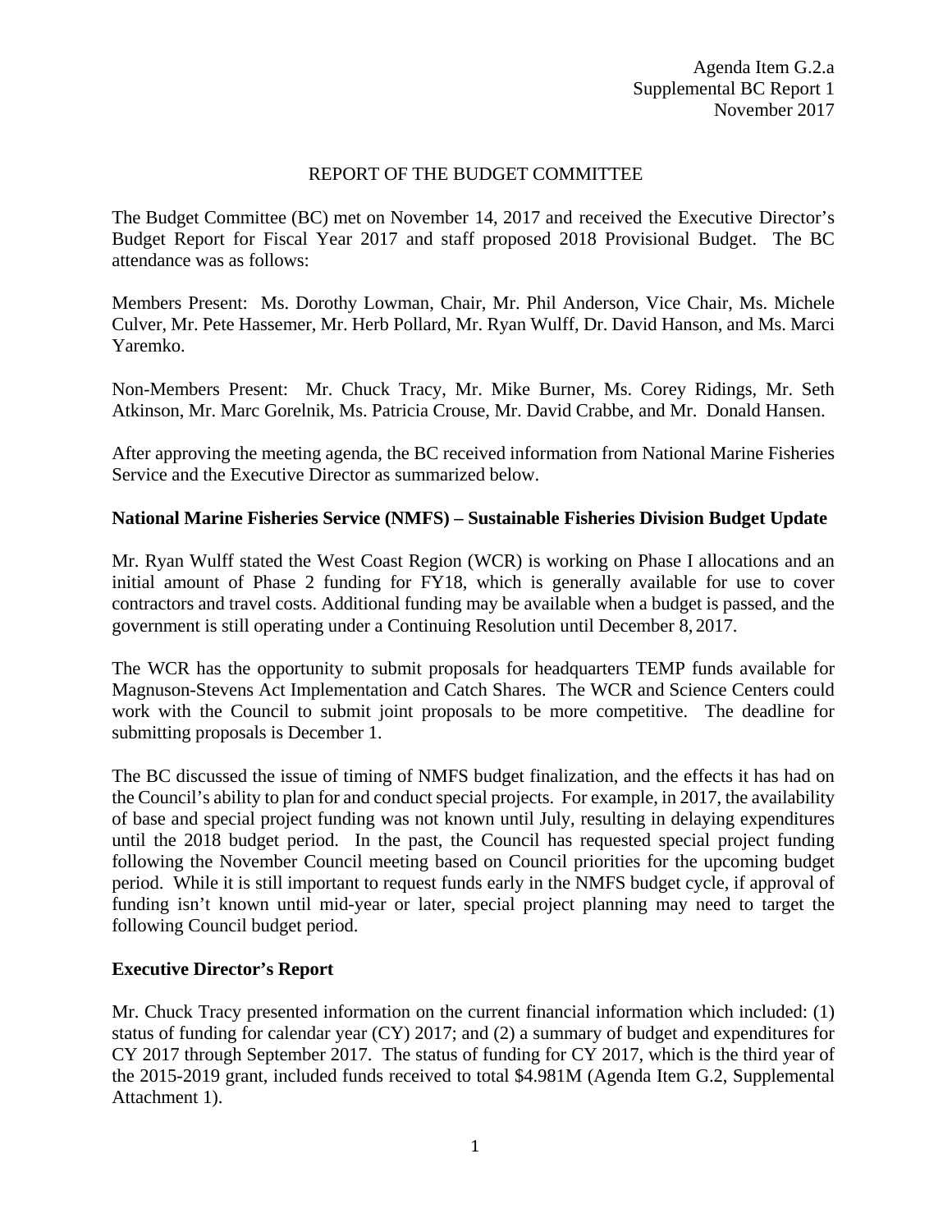Agenda Item G.2.a
Supplemental BC Report 1
November 2017

# REPORT OF THE BUDGET COMMITTEE

The Budget Committee (BC) met on November 14, 2017 and received the Executive Director's Budget Report for Fiscal Year 2017 and staff proposed 2018 Provisional Budget. The BC attendance was as follows:

Members Present: Ms. Dorothy Lowman, Chair, Mr. Phil Anderson, Vice Chair, Ms. Michele Culver, Mr. Pete Hassemer, Mr. Herb Pollard, Mr. Ryan Wulff, Dr. David Hanson, and Ms. Marci Yaremko.

Non-Members Present: Mr. Chuck Tracy, Mr. Mike Burner, Ms. Corey Ridings, Mr. Seth Atkinson, Mr. Marc Gorelnik, Ms. Patricia Crouse, Mr. David Crabbe, and Mr. Donald Hansen.

After approving the meeting agenda, the BC received information from National Marine Fisheries Service and the Executive Director as summarized below.

## National Marine Fisheries Service (NMFS) – Sustainable Fisheries Division Budget Update

Mr. Ryan Wulff stated the West Coast Region (WCR) is working on Phase I allocations and an initial amount of Phase 2 funding for FY18, which is generally available for use to cover contractors and travel costs. Additional funding may be available when a budget is passed, and the government is still operating under a Continuing Resolution until December 8, 2017.

The WCR has the opportunity to submit proposals for headquarters TEMP funds available for Magnuson-Stevens Act Implementation and Catch Shares. The WCR and Science Centers could work with the Council to submit joint proposals to be more competitive. The deadline for submitting proposals is December 1.

The BC discussed the issue of timing of NMFS budget finalization, and the effects it has had on the Council's ability to plan for and conduct special projects. For example, in 2017, the availability of base and special project funding was not known until July, resulting in delaying expenditures until the 2018 budget period. In the past, the Council has requested special project funding following the November Council meeting based on Council priorities for the upcoming budget period. While it is still important to request funds early in the NMFS budget cycle, if approval of funding isn't known until mid-year or later, special project planning may need to target the following Council budget period.

## Executive Director's Report

Mr. Chuck Tracy presented information on the current financial information which included: (1) status of funding for calendar year (CY) 2017; and (2) a summary of budget and expenditures for CY 2017 through September 2017. The status of funding for CY 2017, which is the third year of the 2015-2019 grant, included funds received to total $4.981M (Agenda Item G.2, Supplemental Attachment 1).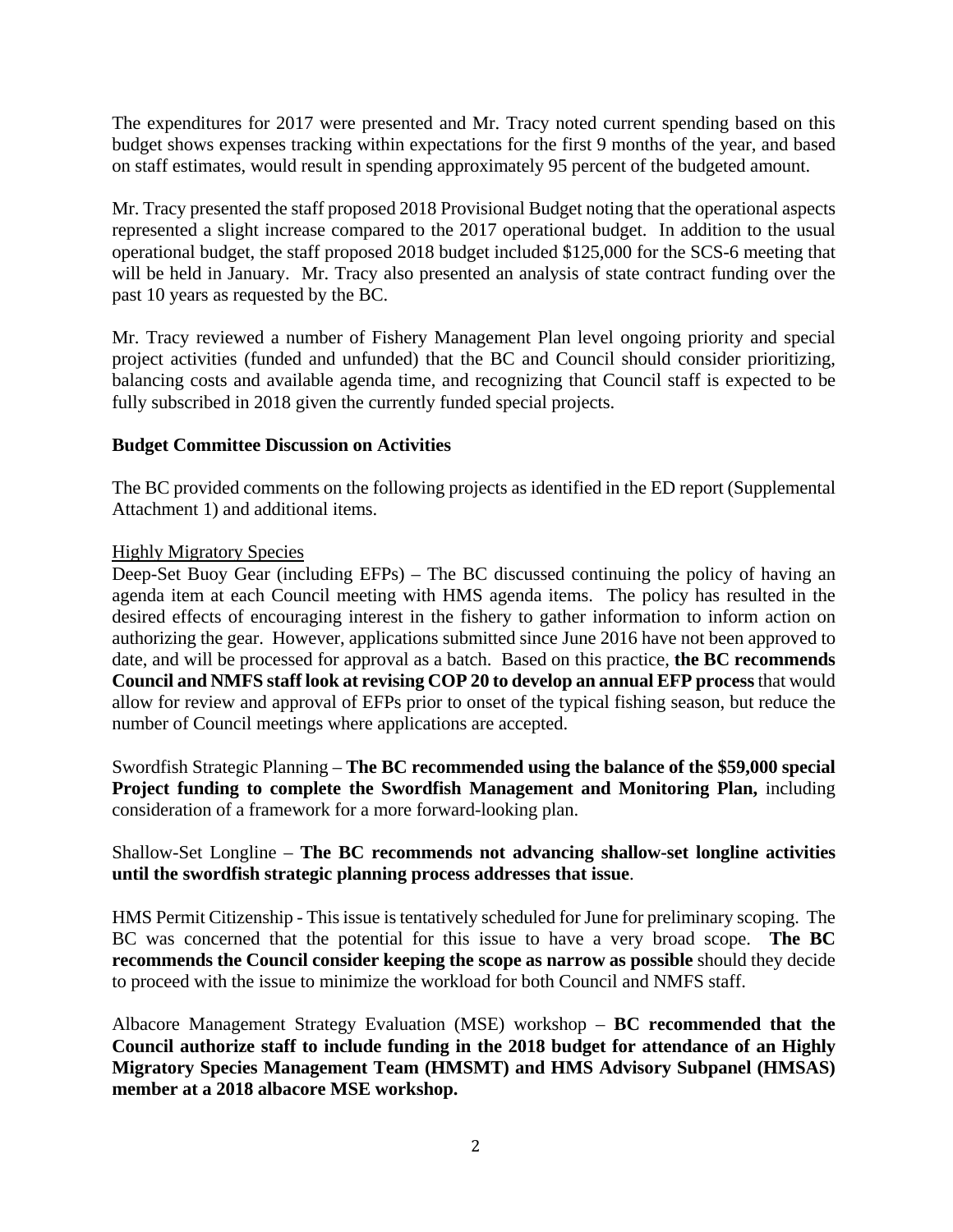The expenditures for 2017 were presented and Mr. Tracy noted current spending based on this budget shows expenses tracking within expectations for the first 9 months of the year, and based on staff estimates, would result in spending approximately 95 percent of the budgeted amount.

Mr. Tracy presented the staff proposed 2018 Provisional Budget noting that the operational aspects represented a slight increase compared to the 2017 operational budget. In addition to the usual operational budget, the staff proposed 2018 budget included $125,000 for the SCS-6 meeting that will be held in January. Mr. Tracy also presented an analysis of state contract funding over the past 10 years as requested by the BC.

Mr. Tracy reviewed a number of Fishery Management Plan level ongoing priority and special project activities (funded and unfunded) that the BC and Council should consider prioritizing, balancing costs and available agenda time, and recognizing that Council staff is expected to be fully subscribed in 2018 given the currently funded special projects.

**Budget Committee Discussion on Activities**

The BC provided comments on the following projects as identified in the ED report (Supplemental Attachment 1) and additional items.

Highly Migratory Species

Deep-Set Buoy Gear (including EFPs) – The BC discussed continuing the policy of having an agenda item at each Council meeting with HMS agenda items. The policy has resulted in the desired effects of encouraging interest in the fishery to gather information to inform action on authorizing the gear. However, applications submitted since June 2016 have not been approved to date, and will be processed for approval as a batch. Based on this practice, **the BC recommends Council and NMFS staff look at revising COP 20 to develop an annual EFP process** that would allow for review and approval of EFPs prior to onset of the typical fishing season, but reduce the number of Council meetings where applications are accepted.

Swordfish Strategic Planning – **The BC recommended using the balance of the $59,000 special Project funding to complete the Swordfish Management and Monitoring Plan,** including consideration of a framework for a more forward-looking plan.

Shallow-Set Longline – **The BC recommends not advancing shallow-set longline activities until the swordfish strategic planning process addresses that issue**.

HMS Permit Citizenship - This issue is tentatively scheduled for June for preliminary scoping. The BC was concerned that the potential for this issue to have a very broad scope. **The BC recommends the Council consider keeping the scope as narrow as possible** should they decide to proceed with the issue to minimize the workload for both Council and NMFS staff.

Albacore Management Strategy Evaluation (MSE) workshop – **BC recommended that the Council authorize staff to include funding in the 2018 budget for attendance of an Highly Migratory Species Management Team (HMSMT) and HMS Advisory Subpanel (HMSAS) member at a 2018 albacore MSE workshop.**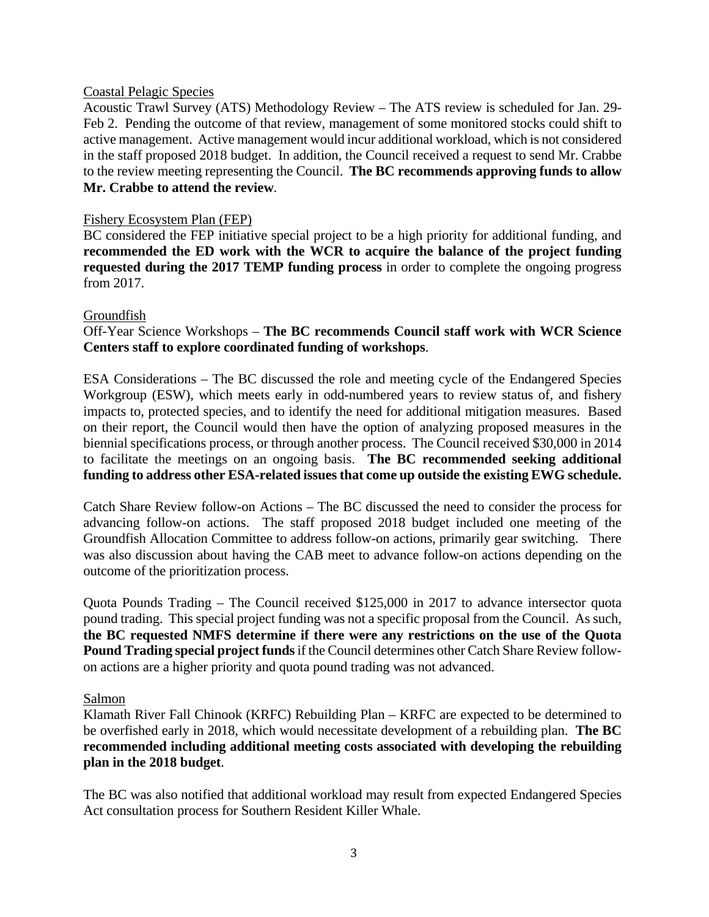Coastal Pelagic Species

Acoustic Trawl Survey (ATS) Methodology Review – The ATS review is scheduled for Jan. 29-Feb 2. Pending the outcome of that review, management of some monitored stocks could shift to active management. Active management would incur additional workload, which is not considered in the staff proposed 2018 budget. In addition, the Council received a request to send Mr. Crabbe to the review meeting representing the Council. **The BC recommends approving funds to allow Mr. Crabbe to attend the review**.

Fishery Ecosystem Plan (FEP)

BC considered the FEP initiative special project to be a high priority for additional funding, and **recommended the ED work with the WCR to acquire the balance of the project funding requested during the 2017 TEMP funding process** in order to complete the ongoing progress from 2017.

Groundfish

Off-Year Science Workshops – **The BC recommends Council staff work with WCR Science Centers staff to explore coordinated funding of workshops**.

ESA Considerations – The BC discussed the role and meeting cycle of the Endangered Species Workgroup (ESW), which meets early in odd-numbered years to review status of, and fishery impacts to, protected species, and to identify the need for additional mitigation measures. Based on their report, the Council would then have the option of analyzing proposed measures in the biennial specifications process, or through another process. The Council received $30,000 in 2014 to facilitate the meetings on an ongoing basis. **The BC recommended seeking additional funding to address other ESA-related issues that come up outside the existing EWG schedule.**

Catch Share Review follow-on Actions – The BC discussed the need to consider the process for advancing follow-on actions. The staff proposed 2018 budget included one meeting of the Groundfish Allocation Committee to address follow-on actions, primarily gear switching. There was also discussion about having the CAB meet to advance follow-on actions depending on the outcome of the prioritization process.

Quota Pounds Trading – The Council received $125,000 in 2017 to advance intersector quota pound trading. This special project funding was not a specific proposal from the Council. As such, **the BC requested NMFS determine if there were any restrictions on the use of the Quota Pound Trading special project funds** if the Council determines other Catch Share Review follow-on actions are a higher priority and quota pound trading was not advanced.

Salmon

Klamath River Fall Chinook (KRFC) Rebuilding Plan – KRFC are expected to be determined to be overfished early in 2018, which would necessitate development of a rebuilding plan. **The BC recommended including additional meeting costs associated with developing the rebuilding plan in the 2018 budget**.

The BC was also notified that additional workload may result from expected Endangered Species Act consultation process for Southern Resident Killer Whale.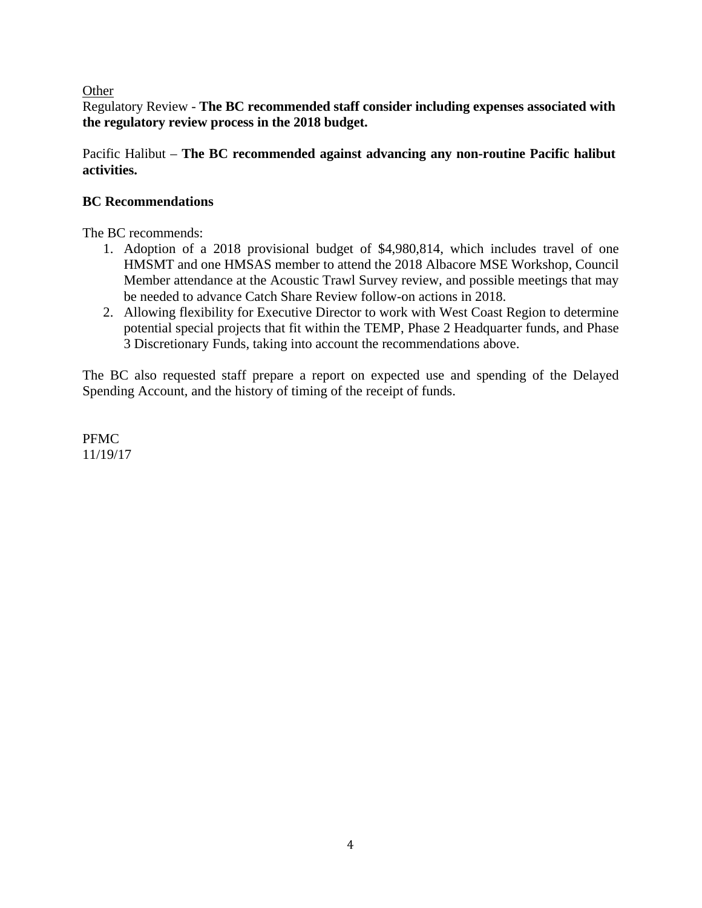Other

Regulatory Review - **The BC recommended staff consider including expenses associated with the regulatory review process in the 2018 budget.**

Pacific Halibut – **The BC recommended against advancing any non-routine Pacific halibut activities.**

**BC Recommendations**

The BC recommends:

1. Adoption of a 2018 provisional budget of $4,980,814, which includes travel of one HMSMT and one HMSAS member to attend the 2018 Albacore MSE Workshop, Council Member attendance at the Acoustic Trawl Survey review, and possible meetings that may be needed to advance Catch Share Review follow-on actions in 2018.
2. Allowing flexibility for Executive Director to work with West Coast Region to determine potential special projects that fit within the TEMP, Phase 2 Headquarter funds, and Phase 3 Discretionary Funds, taking into account the recommendations above.

The BC also requested staff prepare a report on expected use and spending of the Delayed Spending Account, and the history of timing of the receipt of funds.

PFMC
11/19/17